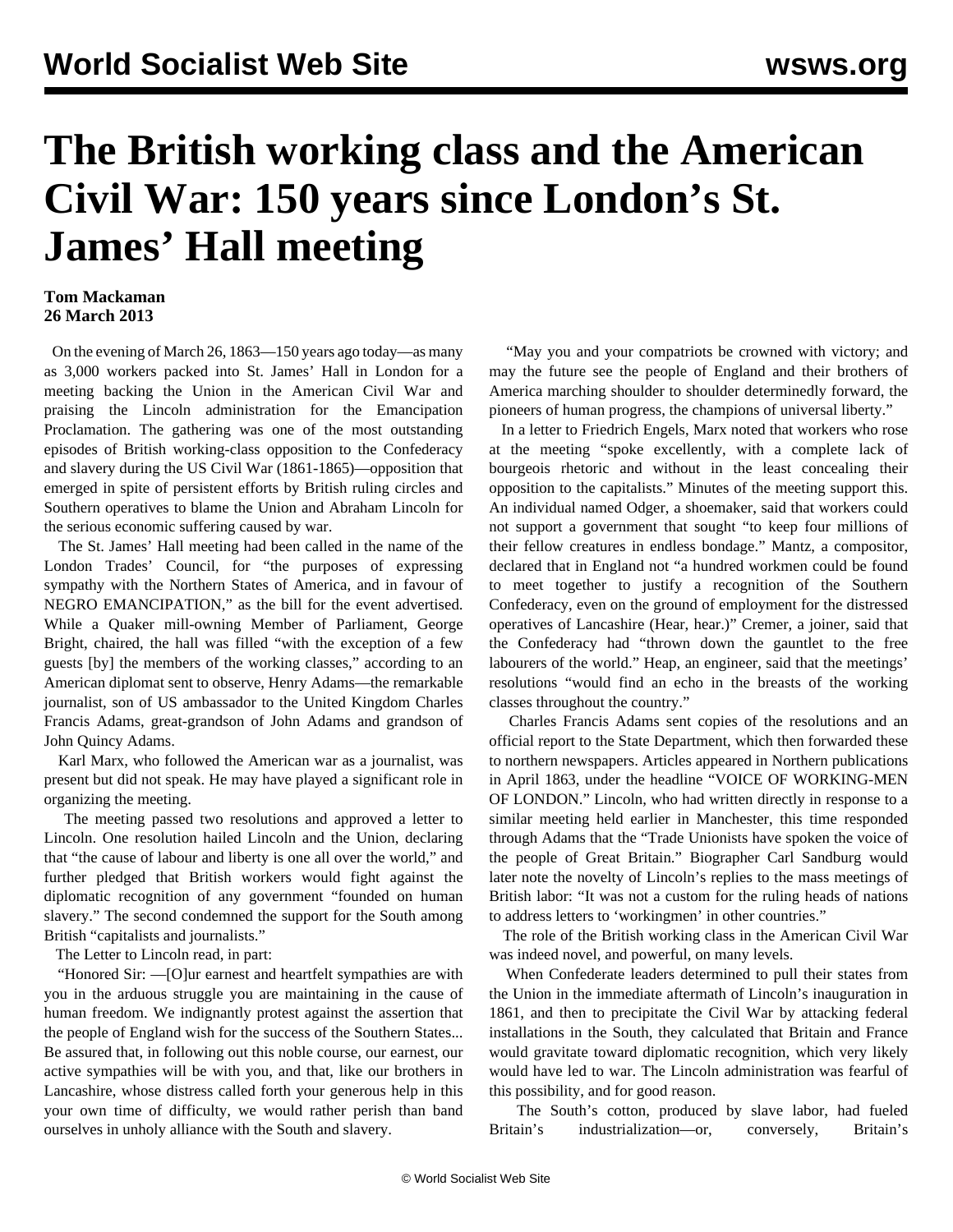# The British working class and the American Civil War: 150 years since London's St. James' Hall meeting

**Tom Mackaman**
**26 March 2013**

On the evening of March 26, 1863—150 years ago today—as many as 3,000 workers packed into St. James' Hall in London for a meeting backing the Union in the American Civil War and praising the Lincoln administration for the Emancipation Proclamation. The gathering was one of the most outstanding episodes of British working-class opposition to the Confederacy and slavery during the US Civil War (1861-1865)—opposition that emerged in spite of persistent efforts by British ruling circles and Southern operatives to blame the Union and Abraham Lincoln for the serious economic suffering caused by war.

The St. James' Hall meeting had been called in the name of the London Trades' Council, for "the purposes of expressing sympathy with the Northern States of America, and in favour of NEGRO EMANCIPATION," as the bill for the event advertised. While a Quaker mill-owning Member of Parliament, George Bright, chaired, the hall was filled "with the exception of a few guests [by] the members of the working classes," according to an American diplomat sent to observe, Henry Adams—the remarkable journalist, son of US ambassador to the United Kingdom Charles Francis Adams, great-grandson of John Adams and grandson of John Quincy Adams.

Karl Marx, who followed the American war as a journalist, was present but did not speak. He may have played a significant role in organizing the meeting.

The meeting passed two resolutions and approved a letter to Lincoln. One resolution hailed Lincoln and the Union, declaring that "the cause of labour and liberty is one all over the world," and further pledged that British workers would fight against the diplomatic recognition of any government "founded on human slavery." The second condemned the support for the South among British "capitalists and journalists."

The Letter to Lincoln read, in part:

"Honored Sir: —[O]ur earnest and heartfelt sympathies are with you in the arduous struggle you are maintaining in the cause of human freedom. We indignantly protest against the assertion that the people of England wish for the success of the Southern States... Be assured that, in following out this noble course, our earnest, our active sympathies will be with you, and that, like our brothers in Lancashire, whose distress called forth your generous help in this your own time of difficulty, we would rather perish than band ourselves in unholy alliance with the South and slavery.

"May you and your compatriots be crowned with victory; and may the future see the people of England and their brothers of America marching shoulder to shoulder determinedly forward, the pioneers of human progress, the champions of universal liberty."

In a letter to Friedrich Engels, Marx noted that workers who rose at the meeting "spoke excellently, with a complete lack of bourgeois rhetoric and without in the least concealing their opposition to the capitalists." Minutes of the meeting support this. An individual named Odger, a shoemaker, said that workers could not support a government that sought "to keep four millions of their fellow creatures in endless bondage." Mantz, a compositor, declared that in England not "a hundred workmen could be found to meet together to justify a recognition of the Southern Confederacy, even on the ground of employment for the distressed operatives of Lancashire (Hear, hear.)" Cremer, a joiner, said that the Confederacy had "thrown down the gauntlet to the free labourers of the world." Heap, an engineer, said that the meetings' resolutions "would find an echo in the breasts of the working classes throughout the country."

Charles Francis Adams sent copies of the resolutions and an official report to the State Department, which then forwarded these to northern newspapers. Articles appeared in Northern publications in April 1863, under the headline "VOICE OF WORKING-MEN OF LONDON." Lincoln, who had written directly in response to a similar meeting held earlier in Manchester, this time responded through Adams that the "Trade Unionists have spoken the voice of the people of Great Britain." Biographer Carl Sandburg would later note the novelty of Lincoln's replies to the mass meetings of British labor: "It was not a custom for the ruling heads of nations to address letters to 'workingmen' in other countries."

The role of the British working class in the American Civil War was indeed novel, and powerful, on many levels.

When Confederate leaders determined to pull their states from the Union in the immediate aftermath of Lincoln's inauguration in 1861, and then to precipitate the Civil War by attacking federal installations in the South, they calculated that Britain and France would gravitate toward diplomatic recognition, which very likely would have led to war. The Lincoln administration was fearful of this possibility, and for good reason.

The South's cotton, produced by slave labor, had fueled Britain's industrialization—or, conversely, Britain's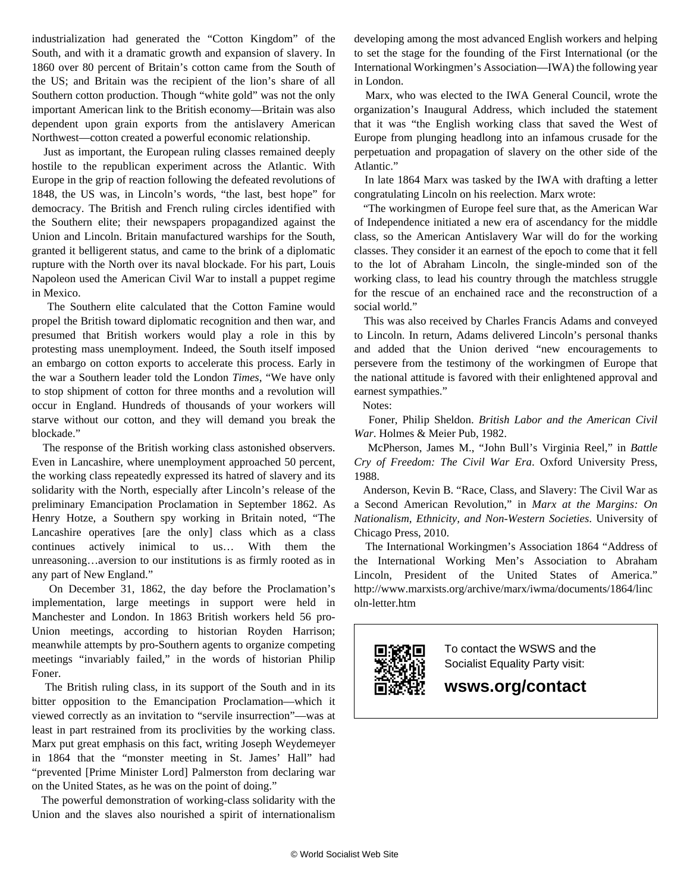industrialization had generated the "Cotton Kingdom" of the South, and with it a dramatic growth and expansion of slavery. In 1860 over 80 percent of Britain's cotton came from the South of the US; and Britain was the recipient of the lion's share of all Southern cotton production. Though "white gold" was not the only important American link to the British economy—Britain was also dependent upon grain exports from the antislavery American Northwest—cotton created a powerful economic relationship.

Just as important, the European ruling classes remained deeply hostile to the republican experiment across the Atlantic. With Europe in the grip of reaction following the defeated revolutions of 1848, the US was, in Lincoln's words, "the last, best hope" for democracy. The British and French ruling circles identified with the Southern elite; their newspapers propagandized against the Union and Lincoln. Britain manufactured warships for the South, granted it belligerent status, and came to the brink of a diplomatic rupture with the North over its naval blockade. For his part, Louis Napoleon used the American Civil War to install a puppet regime in Mexico.

The Southern elite calculated that the Cotton Famine would propel the British toward diplomatic recognition and then war, and presumed that British workers would play a role in this by protesting mass unemployment. Indeed, the South itself imposed an embargo on cotton exports to accelerate this process. Early in the war a Southern leader told the London *Times*, "We have only to stop shipment of cotton for three months and a revolution will occur in England. Hundreds of thousands of your workers will starve without our cotton, and they will demand you break the blockade."

The response of the British working class astonished observers. Even in Lancashire, where unemployment approached 50 percent, the working class repeatedly expressed its hatred of slavery and its solidarity with the North, especially after Lincoln's release of the preliminary Emancipation Proclamation in September 1862. As Henry Hotze, a Southern spy working in Britain noted, "The Lancashire operatives [are the only] class which as a class continues actively inimical to us… With them the unreasoning…aversion to our institutions is as firmly rooted as in any part of New England."

On December 31, 1862, the day before the Proclamation's implementation, large meetings in support were held in Manchester and London. In 1863 British workers held 56 pro-Union meetings, according to historian Royden Harrison; meanwhile attempts by pro-Southern agents to organize competing meetings "invariably failed," in the words of historian Philip Foner.

The British ruling class, in its support of the South and in its bitter opposition to the Emancipation Proclamation—which it viewed correctly as an invitation to "servile insurrection"—was at least in part restrained from its proclivities by the working class. Marx put great emphasis on this fact, writing Joseph Weydemeyer in 1864 that the "monster meeting in St. James' Hall" had "prevented [Prime Minister Lord] Palmerston from declaring war on the United States, as he was on the point of doing."

The powerful demonstration of working-class solidarity with the Union and the slaves also nourished a spirit of internationalism developing among the most advanced English workers and helping to set the stage for the founding of the First International (or the International Workingmen's Association—IWA) the following year in London.

Marx, who was elected to the IWA General Council, wrote the organization's Inaugural Address, which included the statement that it was "the English working class that saved the West of Europe from plunging headlong into an infamous crusade for the perpetuation and propagation of slavery on the other side of the Atlantic."

In late 1864 Marx was tasked by the IWA with drafting a letter congratulating Lincoln on his reelection. Marx wrote:

"The workingmen of Europe feel sure that, as the American War of Independence initiated a new era of ascendancy for the middle class, so the American Antislavery War will do for the working classes. They consider it an earnest of the epoch to come that it fell to the lot of Abraham Lincoln, the single-minded son of the working class, to lead his country through the matchless struggle for the rescue of an enchained race and the reconstruction of a social world."

This was also received by Charles Francis Adams and conveyed to Lincoln. In return, Adams delivered Lincoln's personal thanks and added that the Union derived "new encouragements to persevere from the testimony of the workingmen of Europe that the national attitude is favored with their enlightened approval and earnest sympathies."

Notes:

Foner, Philip Sheldon. *British Labor and the American Civil War*. Holmes & Meier Pub, 1982.

McPherson, James M., "John Bull's Virginia Reel," in *Battle Cry of Freedom: The Civil War Era*. Oxford University Press, 1988.

Anderson, Kevin B. "Race, Class, and Slavery: The Civil War as a Second American Revolution," in *Marx at the Margins: On Nationalism, Ethnicity, and Non-Western Societies*. University of Chicago Press, 2010.

The International Workingmen's Association 1864 "Address of the International Working Men's Association to Abraham Lincoln, President of the United States of America." http://www.marxists.org/archive/marx/iwma/documents/1864/lincoln-letter.htm

To contact the WSWS and the Socialist Equality Party visit:

**wsws.org/contact**